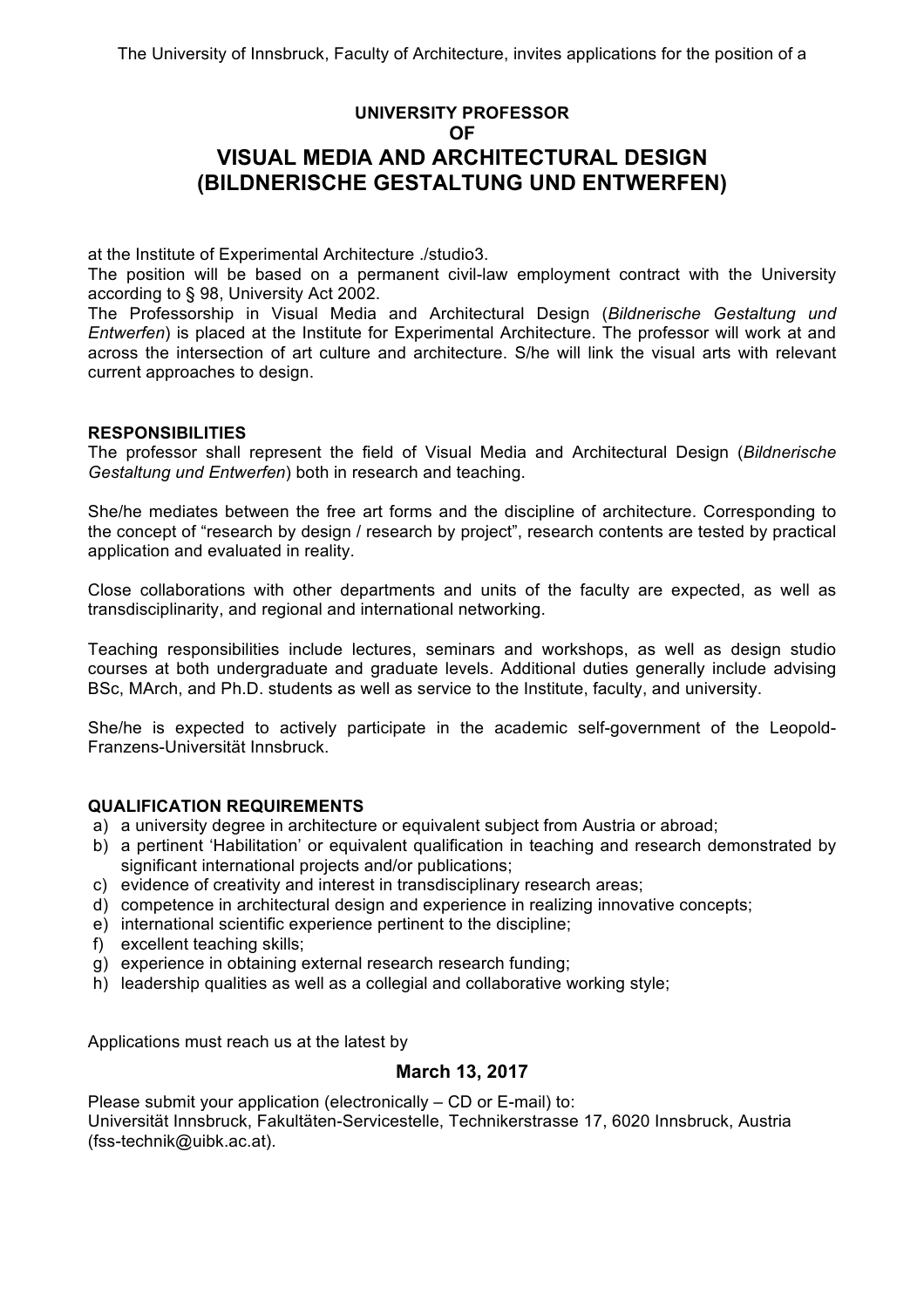The University of Innsbruck, Faculty of Architecture, invites applications for the position of a

**UNIVERSITY PROFESSOR**
**OF**

# VISUAL MEDIA AND ARCHITECTURAL DESIGN (BILDNERISCHE GESTALTUNG UND ENTWERFEN)

at the Institute of Experimental Architecture ./studio3.
The position will be based on a permanent civil-law employment contract with the University according to § 98, University Act 2002.
The Professorship in Visual Media and Architectural Design (*Bildnerische Gestaltung und Entwerfen*) is placed at the Institute for Experimental Architecture. The professor will work at and across the intersection of art culture and architecture. S/he will link the visual arts with relevant current approaches to design.

## RESPONSIBILITIES

The professor shall represent the field of Visual Media and Architectural Design (*Bildnerische Gestaltung und Entwerfen*) both in research and teaching.

She/he mediates between the free art forms and the discipline of architecture. Corresponding to the concept of "research by design / research by project", research contents are tested by practical application and evaluated in reality.

Close collaborations with other departments and units of the faculty are expected, as well as transdisciplinarity, and regional and international networking.

Teaching responsibilities include lectures, seminars and workshops, as well as design studio courses at both undergraduate and graduate levels. Additional duties generally include advising BSc, MArch, and Ph.D. students as well as service to the Institute, faculty, and university.

She/he is expected to actively participate in the academic self-government of the Leopold-Franzens-Universität Innsbruck.

## QUALIFICATION REQUIREMENTS

a) a university degree in architecture or equivalent subject from Austria or abroad;
b) a pertinent 'Habilitation' or equivalent qualification in teaching and research demonstrated by significant international projects and/or publications;
c) evidence of creativity and interest in transdisciplinary research areas;
d) competence in architectural design and experience in realizing innovative concepts;
e) international scientific experience pertinent to the discipline;
f) excellent teaching skills;
g) experience in obtaining external research research funding;
h) leadership qualities as well as a collegial and collaborative working style;

Applications must reach us at the latest by

**March 13, 2017**

Please submit your application (electronically – CD or E-mail) to:
Universität Innsbruck, Fakultäten-Servicestelle, Technikerstrasse 17, 6020 Innsbruck, Austria (fss-technik@uibk.ac.at).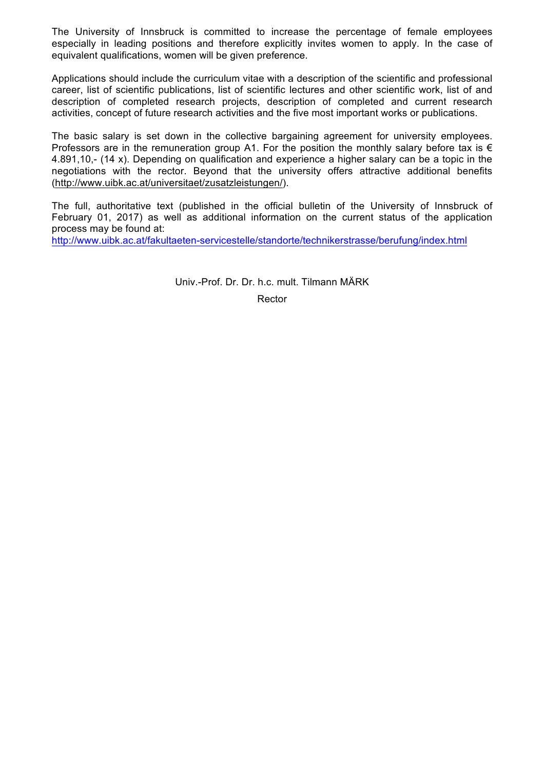The University of Innsbruck is committed to increase the percentage of female employees especially in leading positions and therefore explicitly invites women to apply. In the case of equivalent qualifications, women will be given preference.

Applications should include the curriculum vitae with a description of the scientific and professional career, list of scientific publications, list of scientific lectures and other scientific work, list of and description of completed research projects, description of completed and current research activities, concept of future research activities and the five most important works or publications.

The basic salary is set down in the collective bargaining agreement for university employees. Professors are in the remuneration group A1. For the position the monthly salary before tax is € 4.891,10,- (14 x). Depending on qualification and experience a higher salary can be a topic in the negotiations with the rector. Beyond that the university offers attractive additional benefits (http://www.uibk.ac.at/universitaet/zusatzleistungen/).

The full, authoritative text (published in the official bulletin of the University of Innsbruck of February 01, 2017) as well as additional information on the current status of the application process may be found at:
http://www.uibk.ac.at/fakultaeten-servicestelle/standorte/technikerstrasse/berufung/index.html

Univ.-Prof. Dr. Dr. h.c. mult. Tilmann MÄRK

Rector